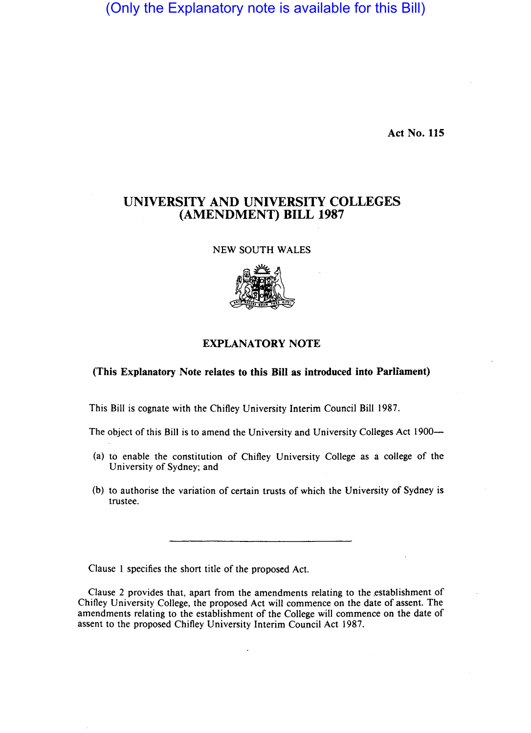(Only the Explanatory note is available for this Bill)

Act No. 115

# UNIVERSITY AND UNIVERSITY COLLEGES (AMENDMENT) BILL 1987

NEW SOUTH WALES

## EXPLANATORY NOTE

**(This Explanatory Note relates to this Bill as introduced into Parliament)**

This Bill is cognate with the Chifley University Interim Council Bill 1987.

The object of this Bill is to amend the University and University Colleges Act 1900—

(a) to enable the constitution of Chifley University College as a college of the University of Sydney; and

(b) to authorise the variation of certain trusts of which the University of Sydney is trustee.

---

Clause 1 specifies the short title of the proposed Act.

Clause 2 provides that, apart from the amendments relating to the establishment of Chifley University College, the proposed Act will commence on the date of assent. The amendments relating to the establishment of the College will commence on the date of assent to the proposed Chifley University Interim Council Act 1987.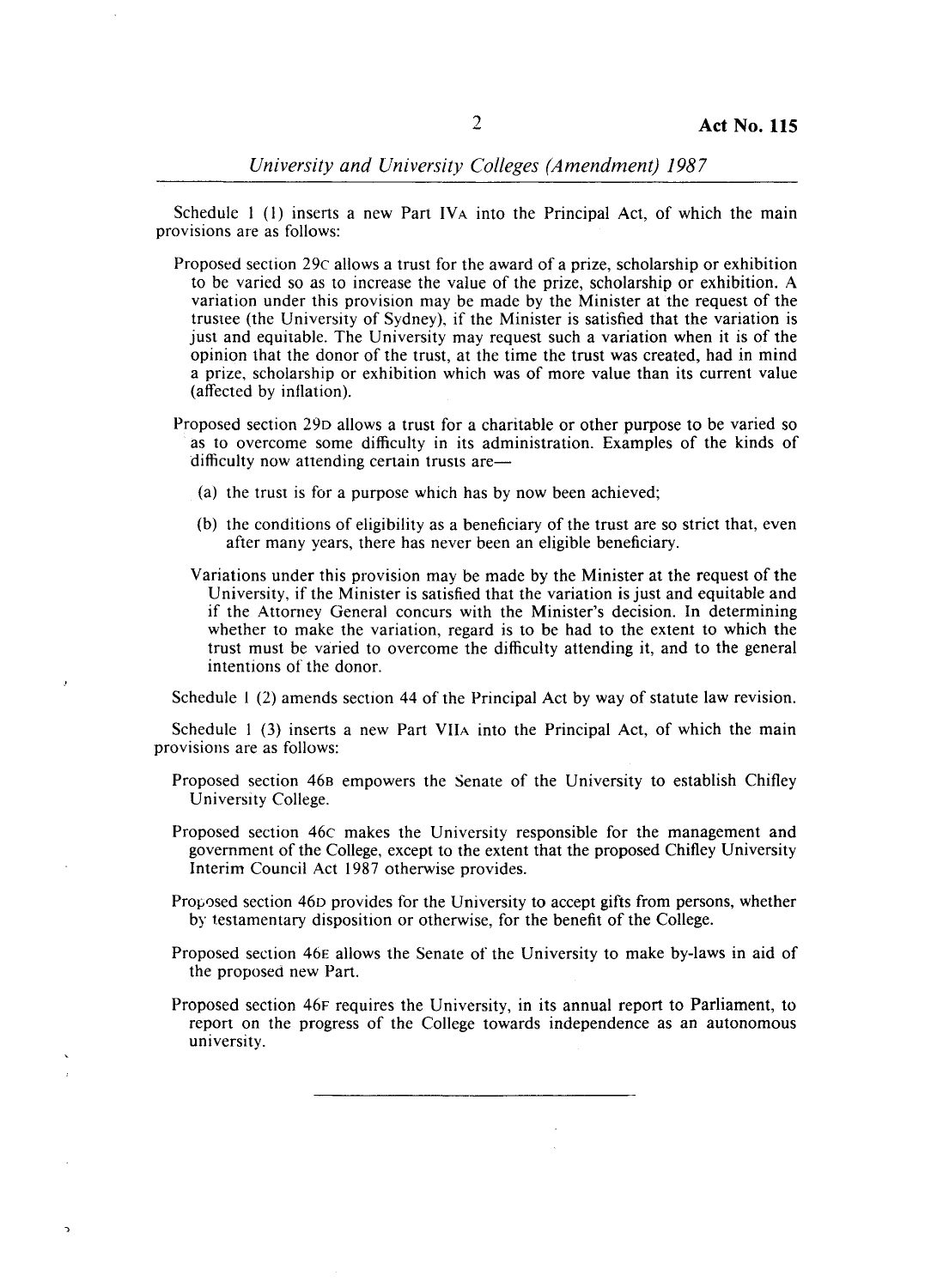Schedule 1 (1) inserts a new Part IVA into the Principal Act, of which the main provisions are as follows:

Proposed section 29C allows a trust for the award of a prize, scholarship or exhibition to be varied so as to increase the value of the prize, scholarship or exhibition. A variation under this provision may be made by the Minister at the request of the trustee (the University of Sydney), if the Minister is satisfied that the variation is just and equitable. The University may request such a variation when it is of the opinion that the donor of the trust, at the time the trust was created, had in mind a prize, scholarship or exhibition which was of more value than its current value (affected by inflation).

Proposed section 29D allows a trust for a charitable or other purpose to be varied so as to overcome some difficulty in its administration. Examples of the kinds of difficulty now attending certain trusts are—

(a) the trust is for a purpose which has by now been achieved;

(b) the conditions of eligibility as a beneficiary of the trust are so strict that, even after many years, there has never been an eligible beneficiary.

Variations under this provision may be made by the Minister at the request of the University, if the Minister is satisfied that the variation is just and equitable and if the Attorney General concurs with the Minister's decision. In determining whether to make the variation, regard is to be had to the extent to which the trust must be varied to overcome the difficulty attending it, and to the general intentions of the donor.

Schedule 1 (2) amends section 44 of the Principal Act by way of statute law revision.

Schedule 1 (3) inserts a new Part VIIA into the Principal Act, of which the main provisions are as follows:

Proposed section 46B empowers the Senate of the University to establish Chifley University College.

Proposed section 46C makes the University responsible for the management and government of the College, except to the extent that the proposed Chifley University Interim Council Act 1987 otherwise provides.

Proposed section 46D provides for the University to accept gifts from persons, whether by testamentary disposition or otherwise, for the benefit of the College.

Proposed section 46E allows the Senate of the University to make by-laws in aid of the proposed new Part.

Proposed section 46F requires the University, in its annual report to Parliament, to report on the progress of the College towards independence as an autonomous university.